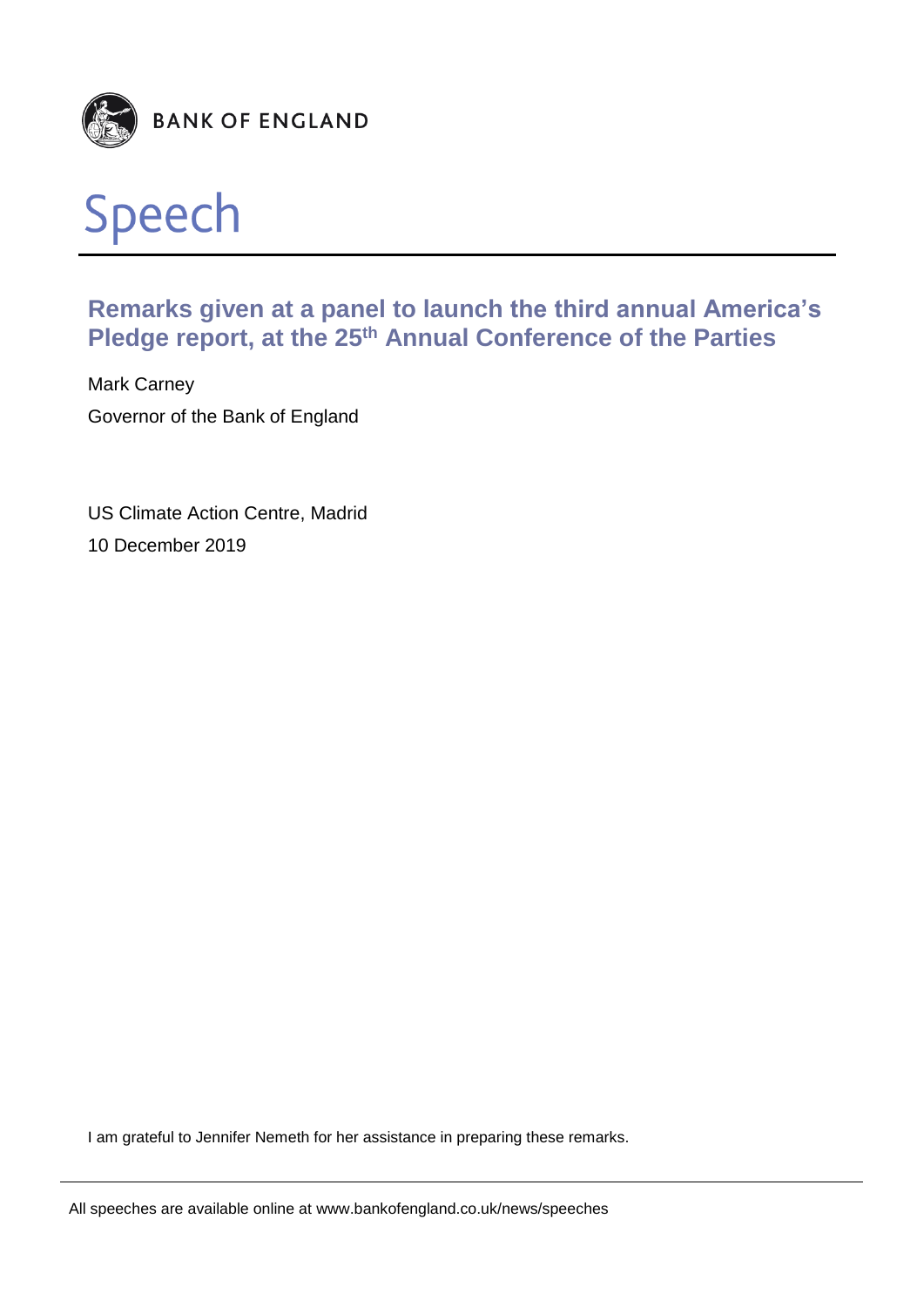BANK OF ENGLAND

# Speech

## Remarks given at a panel to launch the third annual America's Pledge report, at the 25th Annual Conference of the Parties

Mark Carney

Governor of the Bank of England

US Climate Action Centre, Madrid

10 December 2019

I am grateful to Jennifer Nemeth for her assistance in preparing these remarks.

All speeches are available online at www.bankofengland.co.uk/news/speeches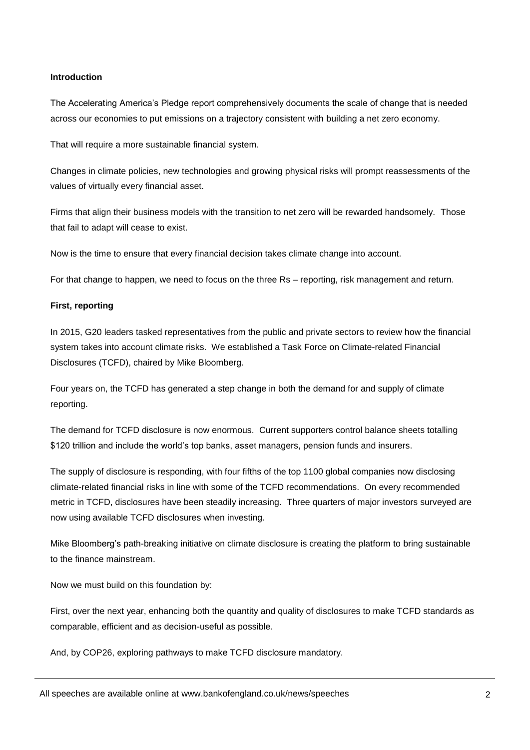**Introduction**

The Accelerating America's Pledge report comprehensively documents the scale of change that is needed across our economies to put emissions on a trajectory consistent with building a net zero economy.

That will require a more sustainable financial system.

Changes in climate policies, new technologies and growing physical risks will prompt reassessments of the values of virtually every financial asset.

Firms that align their business models with the transition to net zero will be rewarded handsomely. Those that fail to adapt will cease to exist.

Now is the time to ensure that every financial decision takes climate change into account.

For that change to happen, we need to focus on the three Rs – reporting, risk management and return.

**First, reporting**

In 2015, G20 leaders tasked representatives from the public and private sectors to review how the financial system takes into account climate risks. We established a Task Force on Climate-related Financial Disclosures (TCFD), chaired by Mike Bloomberg.

Four years on, the TCFD has generated a step change in both the demand for and supply of climate reporting.

The demand for TCFD disclosure is now enormous. Current supporters control balance sheets totalling $120 trillion and include the world's top banks, asset managers, pension funds and insurers.

The supply of disclosure is responding, with four fifths of the top 1100 global companies now disclosing climate-related financial risks in line with some of the TCFD recommendations. On every recommended metric in TCFD, disclosures have been steadily increasing. Three quarters of major investors surveyed are now using available TCFD disclosures when investing.

Mike Bloomberg's path-breaking initiative on climate disclosure is creating the platform to bring sustainable to the finance mainstream.

Now we must build on this foundation by:

First, over the next year, enhancing both the quantity and quality of disclosures to make TCFD standards as comparable, efficient and as decision-useful as possible.

And, by COP26, exploring pathways to make TCFD disclosure mandatory.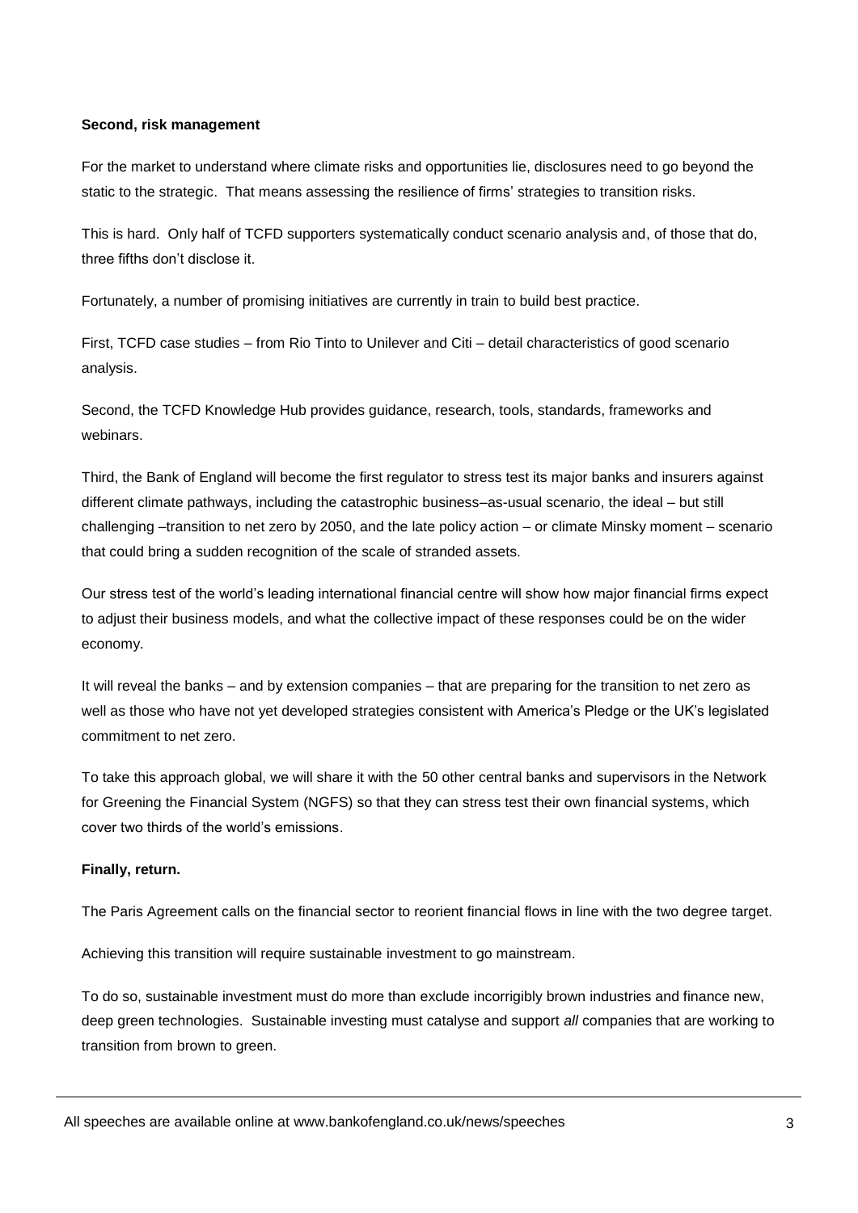**Second, risk management**

For the market to understand where climate risks and opportunities lie, disclosures need to go beyond the static to the strategic. That means assessing the resilience of firms' strategies to transition risks.

This is hard. Only half of TCFD supporters systematically conduct scenario analysis and, of those that do, three fifths don't disclose it.

Fortunately, a number of promising initiatives are currently in train to build best practice.

First, TCFD case studies – from Rio Tinto to Unilever and Citi – detail characteristics of good scenario analysis.

Second, the TCFD Knowledge Hub provides guidance, research, tools, standards, frameworks and webinars.

Third, the Bank of England will become the first regulator to stress test its major banks and insurers against different climate pathways, including the catastrophic business–as-usual scenario, the ideal – but still challenging –transition to net zero by 2050, and the late policy action – or climate Minsky moment – scenario that could bring a sudden recognition of the scale of stranded assets.

Our stress test of the world's leading international financial centre will show how major financial firms expect to adjust their business models, and what the collective impact of these responses could be on the wider economy.

It will reveal the banks – and by extension companies – that are preparing for the transition to net zero as well as those who have not yet developed strategies consistent with America's Pledge or the UK's legislated commitment to net zero.

To take this approach global, we will share it with the 50 other central banks and supervisors in the Network for Greening the Financial System (NGFS) so that they can stress test their own financial systems, which cover two thirds of the world's emissions.

**Finally, return.**

The Paris Agreement calls on the financial sector to reorient financial flows in line with the two degree target.

Achieving this transition will require sustainable investment to go mainstream.

To do so, sustainable investment must do more than exclude incorrigibly brown industries and finance new, deep green technologies. Sustainable investing must catalyse and support *all* companies that are working to transition from brown to green.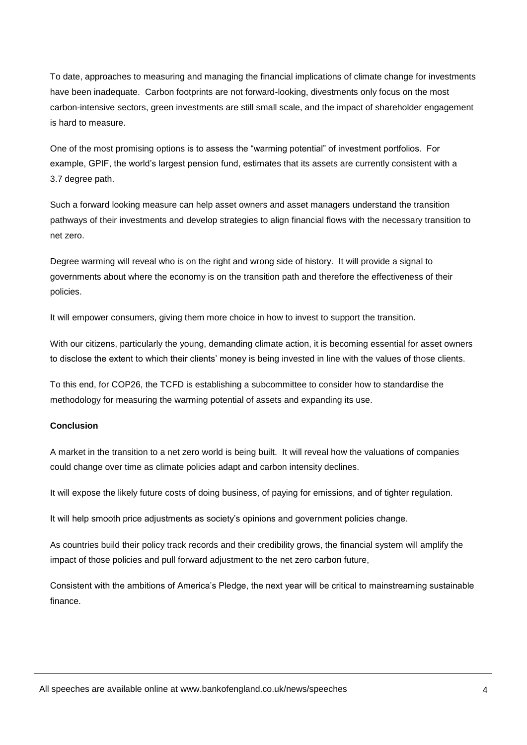To date, approaches to measuring and managing the financial implications of climate change for investments have been inadequate. Carbon footprints are not forward-looking, divestments only focus on the most carbon-intensive sectors, green investments are still small scale, and the impact of shareholder engagement is hard to measure.

One of the most promising options is to assess the "warming potential" of investment portfolios. For example, GPIF, the world's largest pension fund, estimates that its assets are currently consistent with a 3.7 degree path.

Such a forward looking measure can help asset owners and asset managers understand the transition pathways of their investments and develop strategies to align financial flows with the necessary transition to net zero.

Degree warming will reveal who is on the right and wrong side of history. It will provide a signal to governments about where the economy is on the transition path and therefore the effectiveness of their policies.

It will empower consumers, giving them more choice in how to invest to support the transition.

With our citizens, particularly the young, demanding climate action, it is becoming essential for asset owners to disclose the extent to which their clients' money is being invested in line with the values of those clients.

To this end, for COP26, the TCFD is establishing a subcommittee to consider how to standardise the methodology for measuring the warming potential of assets and expanding its use.

**Conclusion**

A market in the transition to a net zero world is being built. It will reveal how the valuations of companies could change over time as climate policies adapt and carbon intensity declines.

It will expose the likely future costs of doing business, of paying for emissions, and of tighter regulation.

It will help smooth price adjustments as society's opinions and government policies change.

As countries build their policy track records and their credibility grows, the financial system will amplify the impact of those policies and pull forward adjustment to the net zero carbon future,

Consistent with the ambitions of America's Pledge, the next year will be critical to mainstreaming sustainable finance.